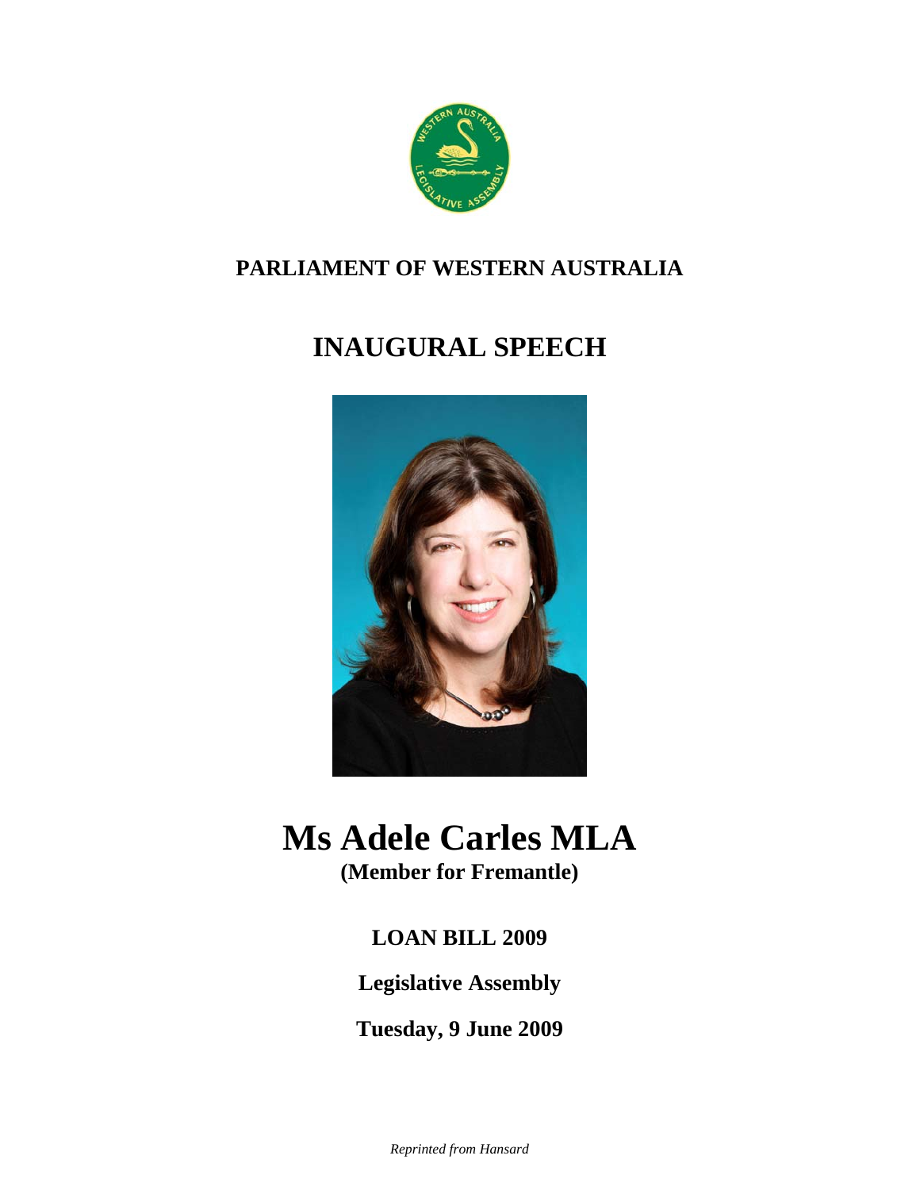**PARLIAMENT OF WESTERN AUSTRALIA**

# INAUGURAL SPEECH

# Ms Adele Carles MLA

**(Member for Fremantle)**

**LOAN BILL 2009**

**Legislative Assembly**

**Tuesday, 9 June 2009**

*Reprinted from Hansard*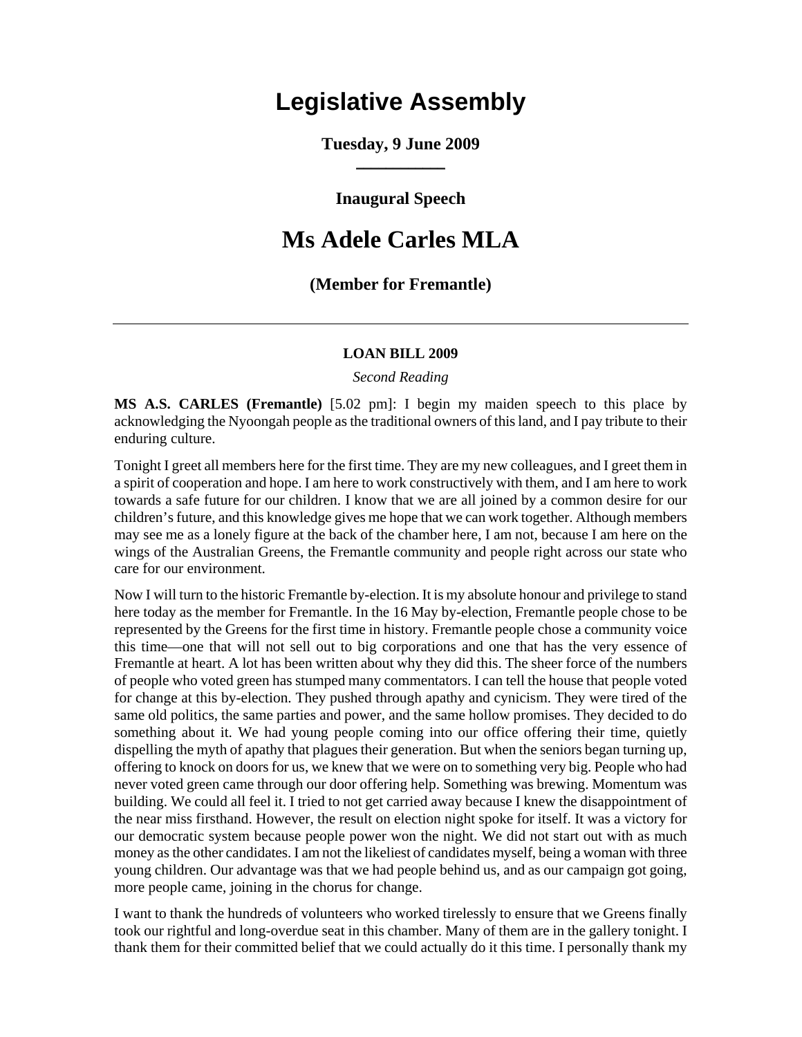# Legislative Assembly

**Tuesday, 9 June 2009**

**Inaugural Speech**

# Ms Adele Carles MLA

**(Member for Fremantle)**

---

**LOAN BILL 2009**

*Second Reading*

**MS A.S. CARLES (Fremantle)** [5.02 pm]: I begin my maiden speech to this place by acknowledging the Nyoongah people as the traditional owners of this land, and I pay tribute to their enduring culture.

Tonight I greet all members here for the first time. They are my new colleagues, and I greet them in a spirit of cooperation and hope. I am here to work constructively with them, and I am here to work towards a safe future for our children. I know that we are all joined by a common desire for our children's future, and this knowledge gives me hope that we can work together. Although members may see me as a lonely figure at the back of the chamber here, I am not, because I am here on the wings of the Australian Greens, the Fremantle community and people right across our state who care for our environment.

Now I will turn to the historic Fremantle by-election. It is my absolute honour and privilege to stand here today as the member for Fremantle. In the 16 May by-election, Fremantle people chose to be represented by the Greens for the first time in history. Fremantle people chose a community voice this time—one that will not sell out to big corporations and one that has the very essence of Fremantle at heart. A lot has been written about why they did this. The sheer force of the numbers of people who voted green has stumped many commentators. I can tell the house that people voted for change at this by-election. They pushed through apathy and cynicism. They were tired of the same old politics, the same parties and power, and the same hollow promises. They decided to do something about it. We had young people coming into our office offering their time, quietly dispelling the myth of apathy that plagues their generation. But when the seniors began turning up, offering to knock on doors for us, we knew that we were on to something very big. People who had never voted green came through our door offering help. Something was brewing. Momentum was building. We could all feel it. I tried to not get carried away because I knew the disappointment of the near miss firsthand. However, the result on election night spoke for itself. It was a victory for our democratic system because people power won the night. We did not start out with as much money as the other candidates. I am not the likeliest of candidates myself, being a woman with three young children. Our advantage was that we had people behind us, and as our campaign got going, more people came, joining in the chorus for change.

I want to thank the hundreds of volunteers who worked tirelessly to ensure that we Greens finally took our rightful and long-overdue seat in this chamber. Many of them are in the gallery tonight. I thank them for their committed belief that we could actually do it this time. I personally thank my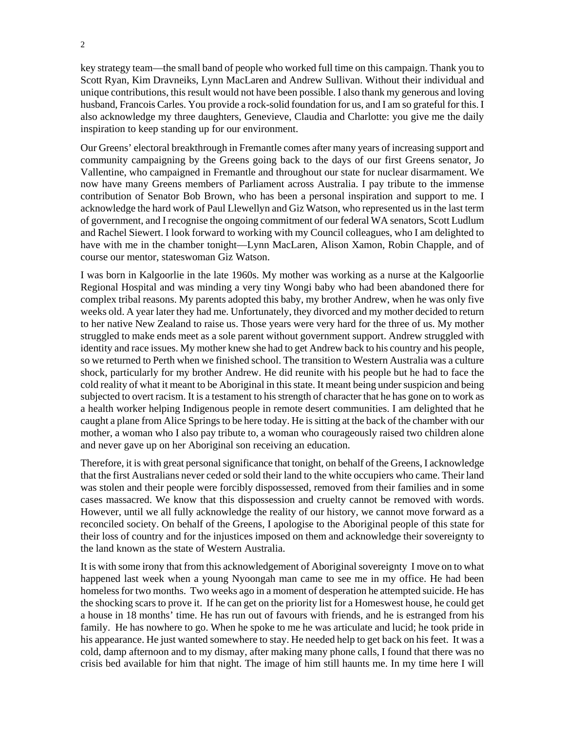key strategy team—the small band of people who worked full time on this campaign. Thank you to Scott Ryan, Kim Dravneiks, Lynn MacLaren and Andrew Sullivan. Without their individual and unique contributions, this result would not have been possible. I also thank my generous and loving husband, Francois Carles. You provide a rock-solid foundation for us, and I am so grateful for this. I also acknowledge my three daughters, Genevieve, Claudia and Charlotte: you give me the daily inspiration to keep standing up for our environment.

Our Greens' electoral breakthrough in Fremantle comes after many years of increasing support and community campaigning by the Greens going back to the days of our first Greens senator, Jo Vallentine, who campaigned in Fremantle and throughout our state for nuclear disarmament. We now have many Greens members of Parliament across Australia. I pay tribute to the immense contribution of Senator Bob Brown, who has been a personal inspiration and support to me. I acknowledge the hard work of Paul Llewellyn and Giz Watson, who represented us in the last term of government, and I recognise the ongoing commitment of our federal WA senators, Scott Ludlum and Rachel Siewert. I look forward to working with my Council colleagues, who I am delighted to have with me in the chamber tonight—Lynn MacLaren, Alison Xamon, Robin Chapple, and of course our mentor, stateswoman Giz Watson.

I was born in Kalgoorlie in the late 1960s. My mother was working as a nurse at the Kalgoorlie Regional Hospital and was minding a very tiny Wongi baby who had been abandoned there for complex tribal reasons. My parents adopted this baby, my brother Andrew, when he was only five weeks old. A year later they had me. Unfortunately, they divorced and my mother decided to return to her native New Zealand to raise us. Those years were very hard for the three of us. My mother struggled to make ends meet as a sole parent without government support. Andrew struggled with identity and race issues. My mother knew she had to get Andrew back to his country and his people, so we returned to Perth when we finished school. The transition to Western Australia was a culture shock, particularly for my brother Andrew. He did reunite with his people but he had to face the cold reality of what it meant to be Aboriginal in this state. It meant being under suspicion and being subjected to overt racism. It is a testament to his strength of character that he has gone on to work as a health worker helping Indigenous people in remote desert communities. I am delighted that he caught a plane from Alice Springs to be here today. He is sitting at the back of the chamber with our mother, a woman who I also pay tribute to, a woman who courageously raised two children alone and never gave up on her Aboriginal son receiving an education.

Therefore, it is with great personal significance that tonight, on behalf of the Greens, I acknowledge that the first Australians never ceded or sold their land to the white occupiers who came. Their land was stolen and their people were forcibly dispossessed, removed from their families and in some cases massacred. We know that this dispossession and cruelty cannot be removed with words. However, until we all fully acknowledge the reality of our history, we cannot move forward as a reconciled society. On behalf of the Greens, I apologise to the Aboriginal people of this state for their loss of country and for the injustices imposed on them and acknowledge their sovereignty to the land known as the state of Western Australia.

It is with some irony that from this acknowledgement of Aboriginal sovereignty I move on to what happened last week when a young Nyoongah man came to see me in my office. He had been homeless for two months. Two weeks ago in a moment of desperation he attempted suicide. He has the shocking scars to prove it. If he can get on the priority list for a Homeswest house, he could get a house in 18 months' time. He has run out of favours with friends, and he is estranged from his family. He has nowhere to go. When he spoke to me he was articulate and lucid; he took pride in his appearance. He just wanted somewhere to stay. He needed help to get back on his feet. It was a cold, damp afternoon and to my dismay, after making many phone calls, I found that there was no crisis bed available for him that night. The image of him still haunts me. In my time here I will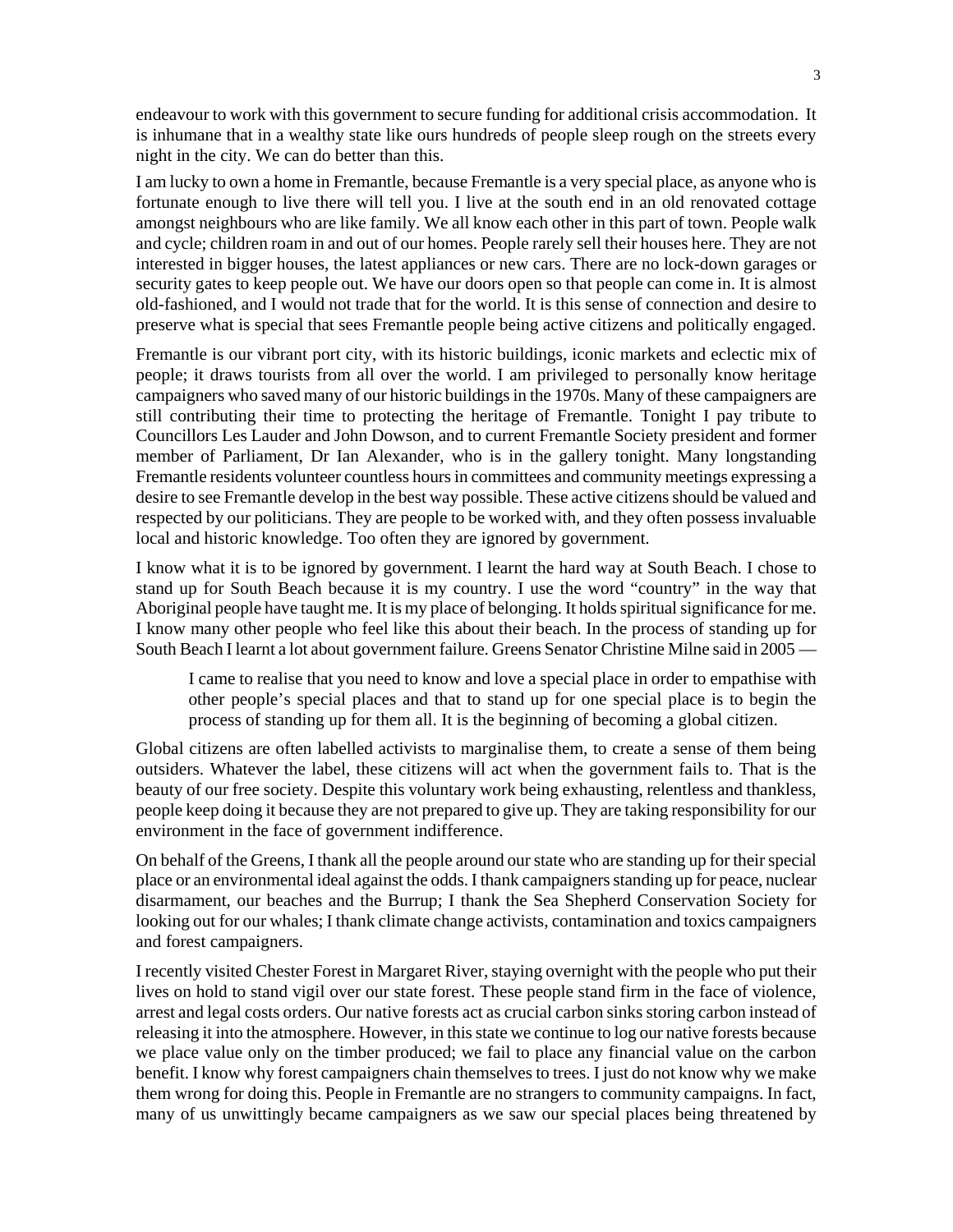endeavour to work with this government to secure funding for additional crisis accommodation. It is inhumane that in a wealthy state like ours hundreds of people sleep rough on the streets every night in the city. We can do better than this.

I am lucky to own a home in Fremantle, because Fremantle is a very special place, as anyone who is fortunate enough to live there will tell you. I live at the south end in an old renovated cottage amongst neighbours who are like family. We all know each other in this part of town. People walk and cycle; children roam in and out of our homes. People rarely sell their houses here. They are not interested in bigger houses, the latest appliances or new cars. There are no lock-down garages or security gates to keep people out. We have our doors open so that people can come in. It is almost old-fashioned, and I would not trade that for the world. It is this sense of connection and desire to preserve what is special that sees Fremantle people being active citizens and politically engaged.

Fremantle is our vibrant port city, with its historic buildings, iconic markets and eclectic mix of people; it draws tourists from all over the world. I am privileged to personally know heritage campaigners who saved many of our historic buildings in the 1970s. Many of these campaigners are still contributing their time to protecting the heritage of Fremantle. Tonight I pay tribute to Councillors Les Lauder and John Dowson, and to current Fremantle Society president and former member of Parliament, Dr Ian Alexander, who is in the gallery tonight. Many longstanding Fremantle residents volunteer countless hours in committees and community meetings expressing a desire to see Fremantle develop in the best way possible. These active citizens should be valued and respected by our politicians. They are people to be worked with, and they often possess invaluable local and historic knowledge. Too often they are ignored by government.

I know what it is to be ignored by government. I learnt the hard way at South Beach. I chose to stand up for South Beach because it is my country. I use the word "country" in the way that Aboriginal people have taught me. It is my place of belonging. It holds spiritual significance for me. I know many other people who feel like this about their beach. In the process of standing up for South Beach I learnt a lot about government failure. Greens Senator Christine Milne said in 2005 —

> I came to realise that you need to know and love a special place in order to empathise with other people's special places and that to stand up for one special place is to begin the process of standing up for them all. It is the beginning of becoming a global citizen.

Global citizens are often labelled activists to marginalise them, to create a sense of them being outsiders. Whatever the label, these citizens will act when the government fails to. That is the beauty of our free society. Despite this voluntary work being exhausting, relentless and thankless, people keep doing it because they are not prepared to give up. They are taking responsibility for our environment in the face of government indifference.

On behalf of the Greens, I thank all the people around our state who are standing up for their special place or an environmental ideal against the odds. I thank campaigners standing up for peace, nuclear disarmament, our beaches and the Burrup; I thank the Sea Shepherd Conservation Society for looking out for our whales; I thank climate change activists, contamination and toxics campaigners and forest campaigners.

I recently visited Chester Forest in Margaret River, staying overnight with the people who put their lives on hold to stand vigil over our state forest. These people stand firm in the face of violence, arrest and legal costs orders. Our native forests act as crucial carbon sinks storing carbon instead of releasing it into the atmosphere. However, in this state we continue to log our native forests because we place value only on the timber produced; we fail to place any financial value on the carbon benefit. I know why forest campaigners chain themselves to trees. I just do not know why we make them wrong for doing this. People in Fremantle are no strangers to community campaigns. In fact, many of us unwittingly became campaigners as we saw our special places being threatened by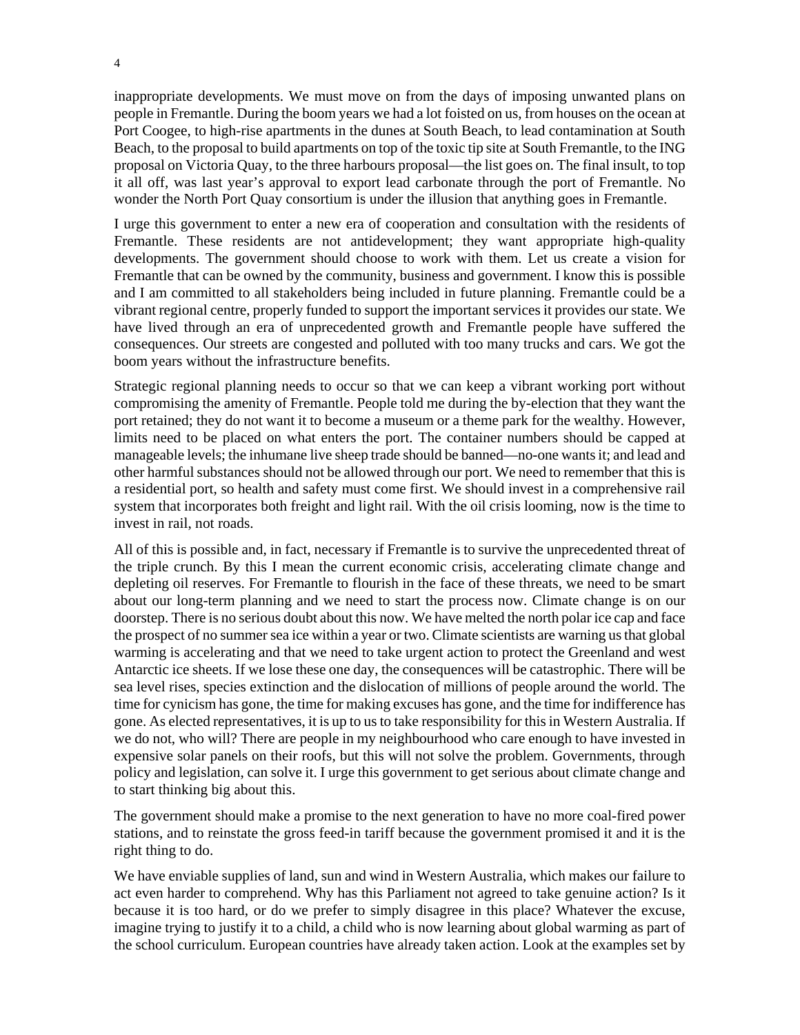inappropriate developments. We must move on from the days of imposing unwanted plans on people in Fremantle. During the boom years we had a lot foisted on us, from houses on the ocean at Port Coogee, to high-rise apartments in the dunes at South Beach, to lead contamination at South Beach, to the proposal to build apartments on top of the toxic tip site at South Fremantle, to the ING proposal on Victoria Quay, to the three harbours proposal—the list goes on. The final insult, to top it all off, was last year's approval to export lead carbonate through the port of Fremantle. No wonder the North Port Quay consortium is under the illusion that anything goes in Fremantle.

I urge this government to enter a new era of cooperation and consultation with the residents of Fremantle. These residents are not antidevelopment; they want appropriate high-quality developments. The government should choose to work with them. Let us create a vision for Fremantle that can be owned by the community, business and government. I know this is possible and I am committed to all stakeholders being included in future planning. Fremantle could be a vibrant regional centre, properly funded to support the important services it provides our state. We have lived through an era of unprecedented growth and Fremantle people have suffered the consequences. Our streets are congested and polluted with too many trucks and cars. We got the boom years without the infrastructure benefits.

Strategic regional planning needs to occur so that we can keep a vibrant working port without compromising the amenity of Fremantle. People told me during the by-election that they want the port retained; they do not want it to become a museum or a theme park for the wealthy. However, limits need to be placed on what enters the port. The container numbers should be capped at manageable levels; the inhumane live sheep trade should be banned—no-one wants it; and lead and other harmful substances should not be allowed through our port. We need to remember that this is a residential port, so health and safety must come first. We should invest in a comprehensive rail system that incorporates both freight and light rail. With the oil crisis looming, now is the time to invest in rail, not roads.

All of this is possible and, in fact, necessary if Fremantle is to survive the unprecedented threat of the triple crunch. By this I mean the current economic crisis, accelerating climate change and depleting oil reserves. For Fremantle to flourish in the face of these threats, we need to be smart about our long-term planning and we need to start the process now. Climate change is on our doorstep. There is no serious doubt about this now. We have melted the north polar ice cap and face the prospect of no summer sea ice within a year or two. Climate scientists are warning us that global warming is accelerating and that we need to take urgent action to protect the Greenland and west Antarctic ice sheets. If we lose these one day, the consequences will be catastrophic. There will be sea level rises, species extinction and the dislocation of millions of people around the world. The time for cynicism has gone, the time for making excuses has gone, and the time for indifference has gone. As elected representatives, it is up to us to take responsibility for this in Western Australia. If we do not, who will? There are people in my neighbourhood who care enough to have invested in expensive solar panels on their roofs, but this will not solve the problem. Governments, through policy and legislation, can solve it. I urge this government to get serious about climate change and to start thinking big about this.

The government should make a promise to the next generation to have no more coal-fired power stations, and to reinstate the gross feed-in tariff because the government promised it and it is the right thing to do.

We have enviable supplies of land, sun and wind in Western Australia, which makes our failure to act even harder to comprehend. Why has this Parliament not agreed to take genuine action? Is it because it is too hard, or do we prefer to simply disagree in this place? Whatever the excuse, imagine trying to justify it to a child, a child who is now learning about global warming as part of the school curriculum. European countries have already taken action. Look at the examples set by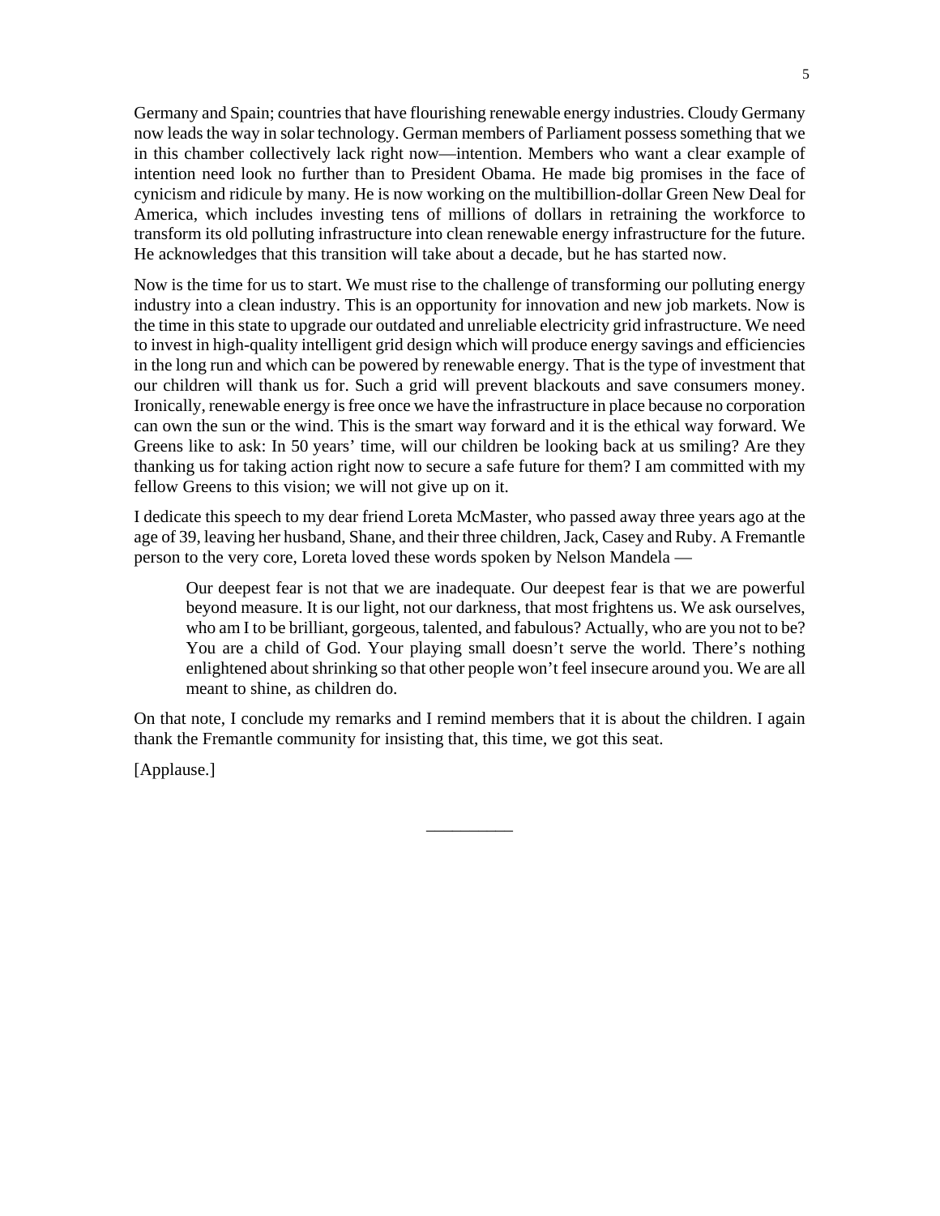Germany and Spain; countries that have flourishing renewable energy industries. Cloudy Germany now leads the way in solar technology. German members of Parliament possess something that we in this chamber collectively lack right now—intention. Members who want a clear example of intention need look no further than to President Obama. He made big promises in the face of cynicism and ridicule by many. He is now working on the multibillion-dollar Green New Deal for America, which includes investing tens of millions of dollars in retraining the workforce to transform its old polluting infrastructure into clean renewable energy infrastructure for the future. He acknowledges that this transition will take about a decade, but he has started now.

Now is the time for us to start. We must rise to the challenge of transforming our polluting energy industry into a clean industry. This is an opportunity for innovation and new job markets. Now is the time in this state to upgrade our outdated and unreliable electricity grid infrastructure. We need to invest in high-quality intelligent grid design which will produce energy savings and efficiencies in the long run and which can be powered by renewable energy. That is the type of investment that our children will thank us for. Such a grid will prevent blackouts and save consumers money. Ironically, renewable energy is free once we have the infrastructure in place because no corporation can own the sun or the wind. This is the smart way forward and it is the ethical way forward. We Greens like to ask: In 50 years' time, will our children be looking back at us smiling? Are they thanking us for taking action right now to secure a safe future for them? I am committed with my fellow Greens to this vision; we will not give up on it.

I dedicate this speech to my dear friend Loreta McMaster, who passed away three years ago at the age of 39, leaving her husband, Shane, and their three children, Jack, Casey and Ruby. A Fremantle person to the very core, Loreta loved these words spoken by Nelson Mandela —

> Our deepest fear is not that we are inadequate. Our deepest fear is that we are powerful beyond measure. It is our light, not our darkness, that most frightens us. We ask ourselves, who am I to be brilliant, gorgeous, talented, and fabulous? Actually, who are you not to be? You are a child of God. Your playing small doesn't serve the world. There's nothing enlightened about shrinking so that other people won't feel insecure around you. We are all meant to shine, as children do.

On that note, I conclude my remarks and I remind members that it is about the children. I again thank the Fremantle community for insisting that, this time, we got this seat.

[Applause.]

__________